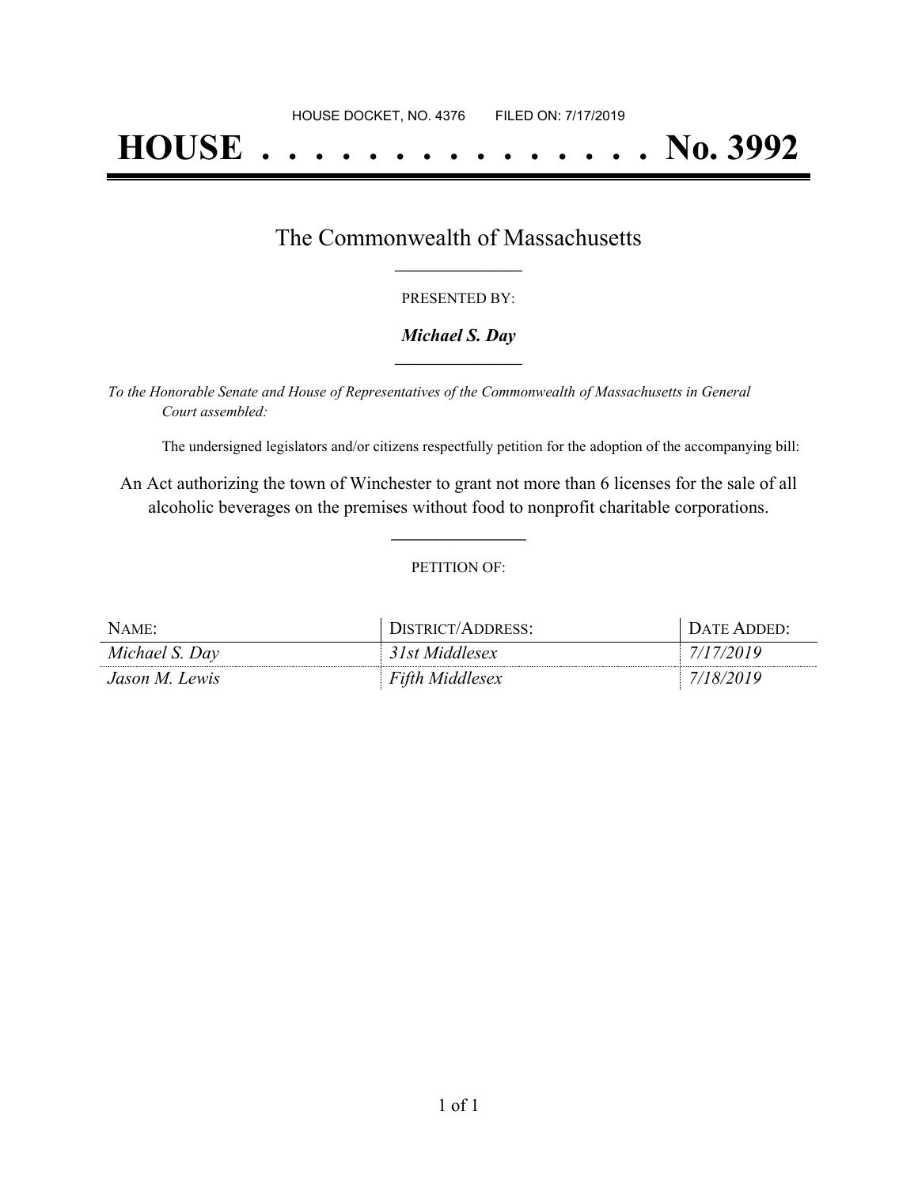HOUSE DOCKET, NO. 4376 FILED ON: 7/17/2019

# HOUSE . . . . . . . . . . . . . . . No. 3992

## The Commonwealth of Massachusetts

PRESENTED BY:

***Michael S. Day***

*To the Honorable Senate and House of Representatives of the Commonwealth of Massachusetts in General Court assembled:*

The undersigned legislators and/or citizens respectfully petition for the adoption of the accompanying bill:

An Act authorizing the town of Winchester to grant not more than 6 licenses for the sale of all alcoholic beverages on the premises without food to nonprofit charitable corporations.

PETITION OF:

| NAME: | DISTRICT/ADDRESS: | DATE ADDED: |
| --- | --- | --- |
| *Michael S. Day* | *31st Middlesex* | *7/17/2019* |
| *Jason M. Lewis* | *Fifth Middlesex* | *7/18/2019* |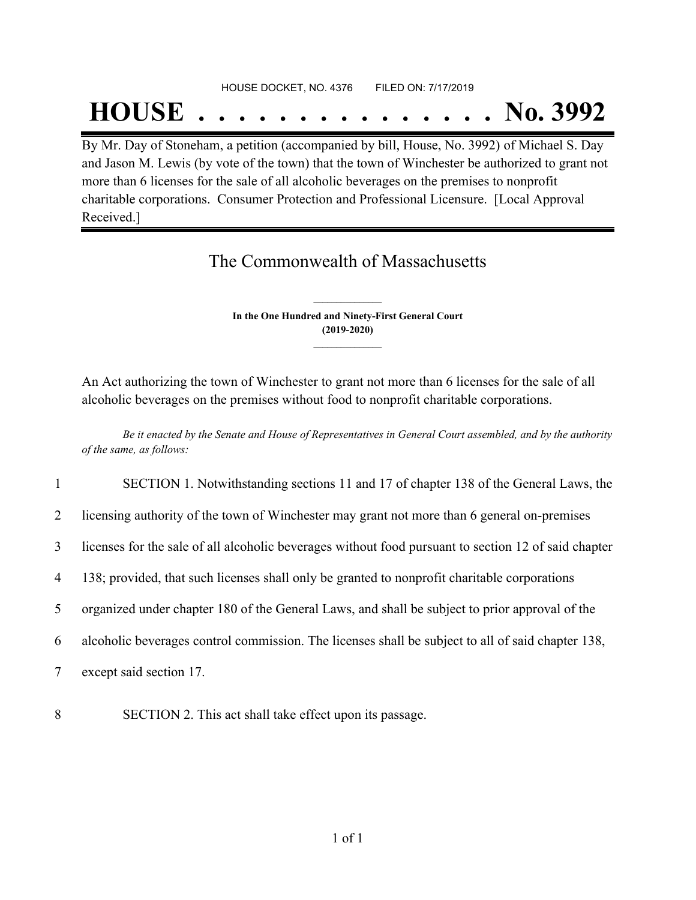HOUSE DOCKET, NO. 4376 FILED ON: 7/17/2019

# HOUSE . . . . . . . . . . . . . . . No. 3992

By Mr. Day of Stoneham, a petition (accompanied by bill, House, No. 3992) of Michael S. Day and Jason M. Lewis (by vote of the town) that the town of Winchester be authorized to grant not more than 6 licenses for the sale of all alcoholic beverages on the premises to nonprofit charitable corporations. Consumer Protection and Professional Licensure. [Local Approval Received.]

## The Commonwealth of Massachusetts

**In the One Hundred and Ninety-First General Court**
**(2019-2020)**

An Act authorizing the town of Winchester to grant not more than 6 licenses for the sale of all alcoholic beverages on the premises without food to nonprofit charitable corporations.

*Be it enacted by the Senate and House of Representatives in General Court assembled, and by the authority of the same, as follows:*

1 SECTION 1. Notwithstanding sections 11 and 17 of chapter 138 of the General Laws, the
2 licensing authority of the town of Winchester may grant not more than 6 general on-premises
3 licenses for the sale of all alcoholic beverages without food pursuant to section 12 of said chapter
4 138; provided, that such licenses shall only be granted to nonprofit charitable corporations
5 organized under chapter 180 of the General Laws, and shall be subject to prior approval of the
6 alcoholic beverages control commission. The licenses shall be subject to all of said chapter 138,
7 except said section 17.

8 SECTION 2. This act shall take effect upon its passage.